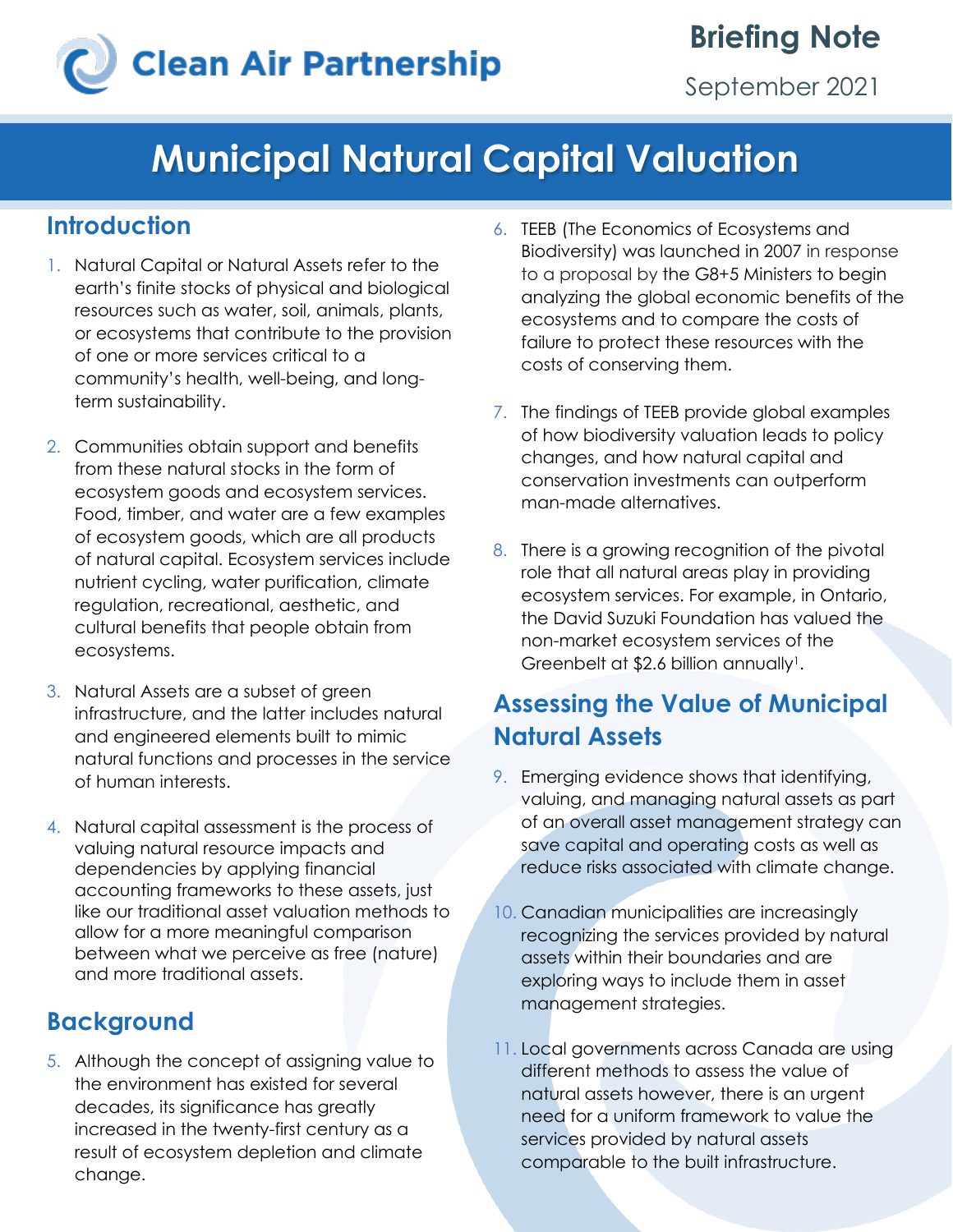Clean Air Partnership

# Briefing Note

September 2021

# Municipal Natural Capital Valuation

## Introduction

1. Natural Capital or Natural Assets refer to the earth's finite stocks of physical and biological resources such as water, soil, animals, plants, or ecosystems that contribute to the provision of one or more services critical to a community's health, well-being, and long-term sustainability.

2. Communities obtain support and benefits from these natural stocks in the form of ecosystem goods and ecosystem services. Food, timber, and water are a few examples of ecosystem goods, which are all products of natural capital. Ecosystem services include nutrient cycling, water purification, climate regulation, recreational, aesthetic, and cultural benefits that people obtain from ecosystems.

3. Natural Assets are a subset of green infrastructure, and the latter includes natural and engineered elements built to mimic natural functions and processes in the service of human interests.

4. Natural capital assessment is the process of valuing natural resource impacts and dependencies by applying financial accounting frameworks to these assets, just like our traditional asset valuation methods to allow for a more meaningful comparison between what we perceive as free (nature) and more traditional assets.

## Background

5. Although the concept of assigning value to the environment has existed for several decades, its significance has greatly increased in the twenty-first century as a result of ecosystem depletion and climate change.

6. TEEB (The Economics of Ecosystems and Biodiversity) was launched in 2007 in response to a proposal by the G8+5 Ministers to begin analyzing the global economic benefits of the ecosystems and to compare the costs of failure to protect these resources with the costs of conserving them.

7. The findings of TEEB provide global examples of how biodiversity valuation leads to policy changes, and how natural capital and conservation investments can outperform man-made alternatives.

8. There is a growing recognition of the pivotal role that all natural areas play in providing ecosystem services. For example, in Ontario, the David Suzuki Foundation has valued the non-market ecosystem services of the Greenbelt at $2.6 billion annually[1].

## Assessing the Value of Municipal Natural Assets

9. Emerging evidence shows that identifying, valuing, and managing natural assets as part of an overall asset management strategy can save capital and operating costs as well as reduce risks associated with climate change.

10. Canadian municipalities are increasingly recognizing the services provided by natural assets within their boundaries and are exploring ways to include them in asset management strategies.

11. Local governments across Canada are using different methods to assess the value of natural assets however, there is an urgent need for a uniform framework to value the services provided by natural assets comparable to the built infrastructure.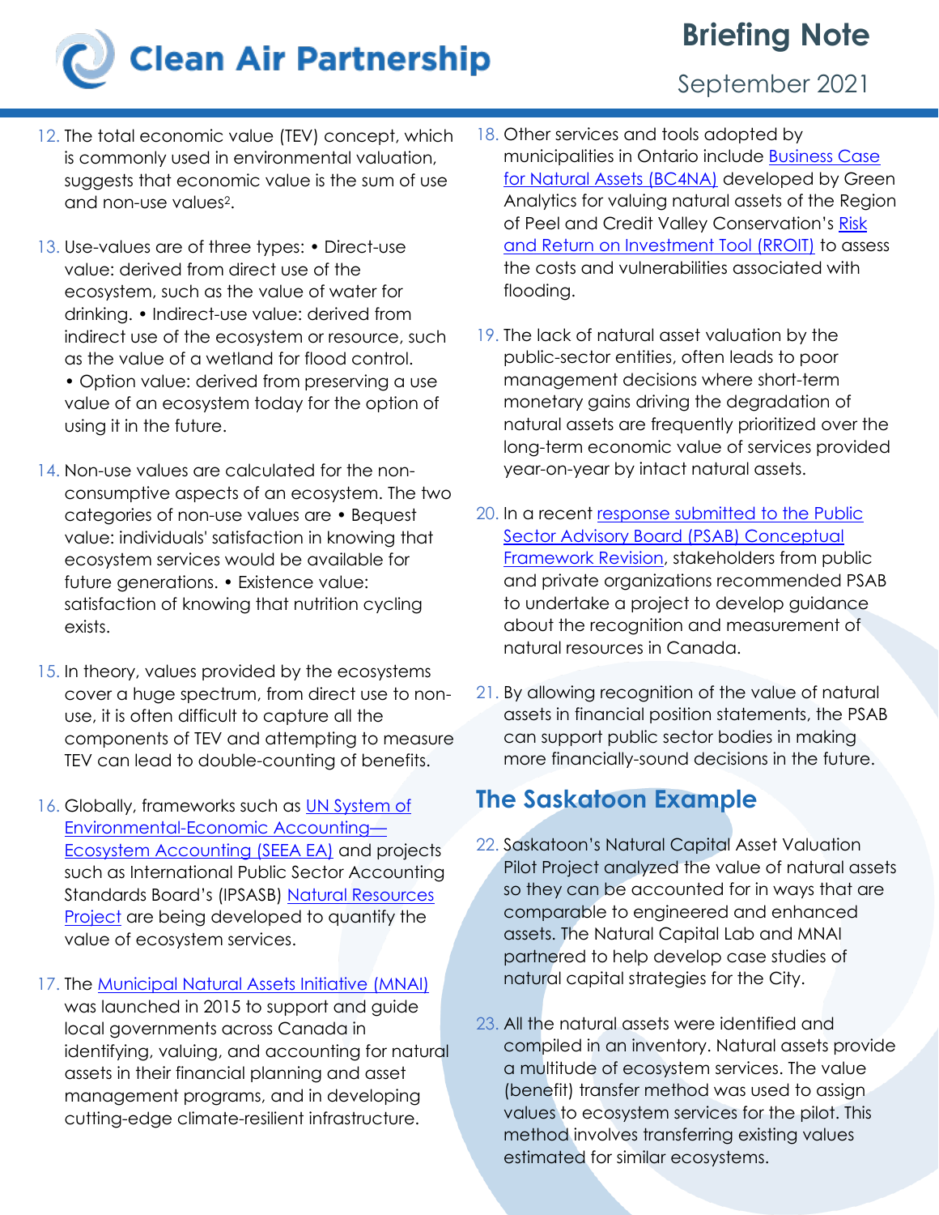12. The total economic value (TEV) concept, which is commonly used in environmental valuation, suggests that economic value is the sum of use and non-use values[2].

13. Use-values are of three types: • Direct-use value: derived from direct use of the ecosystem, such as the value of water for drinking. • Indirect-use value: derived from indirect use of the ecosystem or resource, such as the value of a wetland for flood control. • Option value: derived from preserving a use value of an ecosystem today for the option of using it in the future.

14. Non-use values are calculated for the non-consumptive aspects of an ecosystem. The two categories of non-use values are • Bequest value: individuals' satisfaction in knowing that ecosystem services would be available for future generations. • Existence value: satisfaction of knowing that nutrition cycling exists.

15. In theory, values provided by the ecosystems cover a huge spectrum, from direct use to non-use, it is often difficult to capture all the components of TEV and attempting to measure TEV can lead to double-counting of benefits.

16. Globally, frameworks such as UN System of Environmental-Economic Accounting—Ecosystem Accounting (SEEA EA) and projects such as International Public Sector Accounting Standards Board's (IPSASB) Natural Resources Project are being developed to quantify the value of ecosystem services.

17. The Municipal Natural Assets Initiative (MNAI) was launched in 2015 to support and guide local governments across Canada in identifying, valuing, and accounting for natural assets in their financial planning and asset management programs, and in developing cutting-edge climate-resilient infrastructure.

18. Other services and tools adopted by municipalities in Ontario include Business Case for Natural Assets (BC4NA) developed by Green Analytics for valuing natural assets of the Region of Peel and Credit Valley Conservation's Risk and Return on Investment Tool (RROIT) to assess the costs and vulnerabilities associated with flooding.

19. The lack of natural asset valuation by the public-sector entities, often leads to poor management decisions where short-term monetary gains driving the degradation of natural assets are frequently prioritized over the long-term economic value of services provided year-on-year by intact natural assets.

20. In a recent response submitted to the Public Sector Advisory Board (PSAB) Conceptual Framework Revision, stakeholders from public and private organizations recommended PSAB to undertake a project to develop guidance about the recognition and measurement of natural resources in Canada.

21. By allowing recognition of the value of natural assets in financial position statements, the PSAB can support public sector bodies in making more financially-sound decisions in the future.

## The Saskatoon Example

22. Saskatoon's Natural Capital Asset Valuation Pilot Project analyzed the value of natural assets so they can be accounted for in ways that are comparable to engineered and enhanced assets. The Natural Capital Lab and MNAI partnered to help develop case studies of natural capital strategies for the City.

23. All the natural assets were identified and compiled in an inventory. Natural assets provide a multitude of ecosystem services. The value (benefit) transfer method was used to assign values to ecosystem services for the pilot. This method involves transferring existing values estimated for similar ecosystems.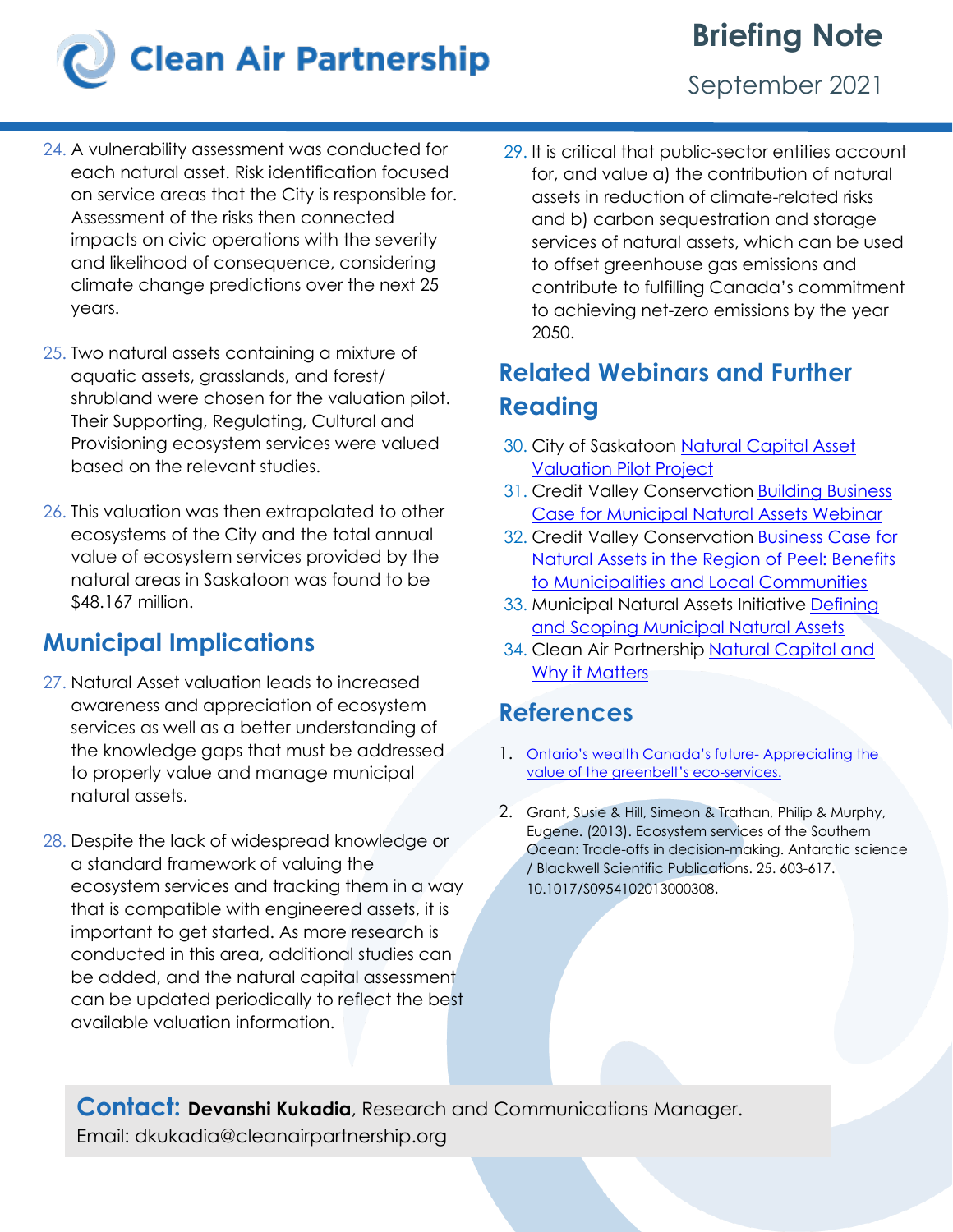24. A vulnerability assessment was conducted for each natural asset. Risk identification focused on service areas that the City is responsible for. Assessment of the risks then connected impacts on civic operations with the severity and likelihood of consequence, considering climate change predictions over the next 25 years.

25. Two natural assets containing a mixture of aquatic assets, grasslands, and forest/ shrubland were chosen for the valuation pilot. Their Supporting, Regulating, Cultural and Provisioning ecosystem services were valued based on the relevant studies.

26. This valuation was then extrapolated to other ecosystems of the City and the total annual value of ecosystem services provided by the natural areas in Saskatoon was found to be $48.167 million.

## Municipal Implications

27. Natural Asset valuation leads to increased awareness and appreciation of ecosystem services as well as a better understanding of the knowledge gaps that must be addressed to properly value and manage municipal natural assets.

28. Despite the lack of widespread knowledge or a standard framework of valuing the ecosystem services and tracking them in a way that is compatible with engineered assets, it is important to get started. As more research is conducted in this area, additional studies can be added, and the natural capital assessment can be updated periodically to reflect the best available valuation information.

29. It is critical that public-sector entities account for, and value a) the contribution of natural assets in reduction of climate-related risks and b) carbon sequestration and storage services of natural assets, which can be used to offset greenhouse gas emissions and contribute to fulfilling Canada's commitment to achieving net-zero emissions by the year 2050.

## Related Webinars and Further Reading

30. City of Saskatoon Natural Capital Asset Valuation Pilot Project
31. Credit Valley Conservation Building Business Case for Municipal Natural Assets Webinar
32. Credit Valley Conservation Business Case for Natural Assets in the Region of Peel: Benefits to Municipalities and Local Communities
33. Municipal Natural Assets Initiative Defining and Scoping Municipal Natural Assets
34. Clean Air Partnership Natural Capital and Why it Matters

## References

1. Ontario's wealth Canada's future- Appreciating the value of the greenbelt's eco-services.

2. Grant, Susie & Hill, Simeon & Trathan, Philip & Murphy, Eugene. (2013). Ecosystem services of the Southern Ocean: Trade-offs in decision-making. Antarctic science / Blackwell Scientific Publications. 25. 603-617. 10.1017/S0954102013000308.

**Contact: Devanshi Kukadia**, Research and Communications Manager.
Email: dkukadia@cleanairpartnership.org